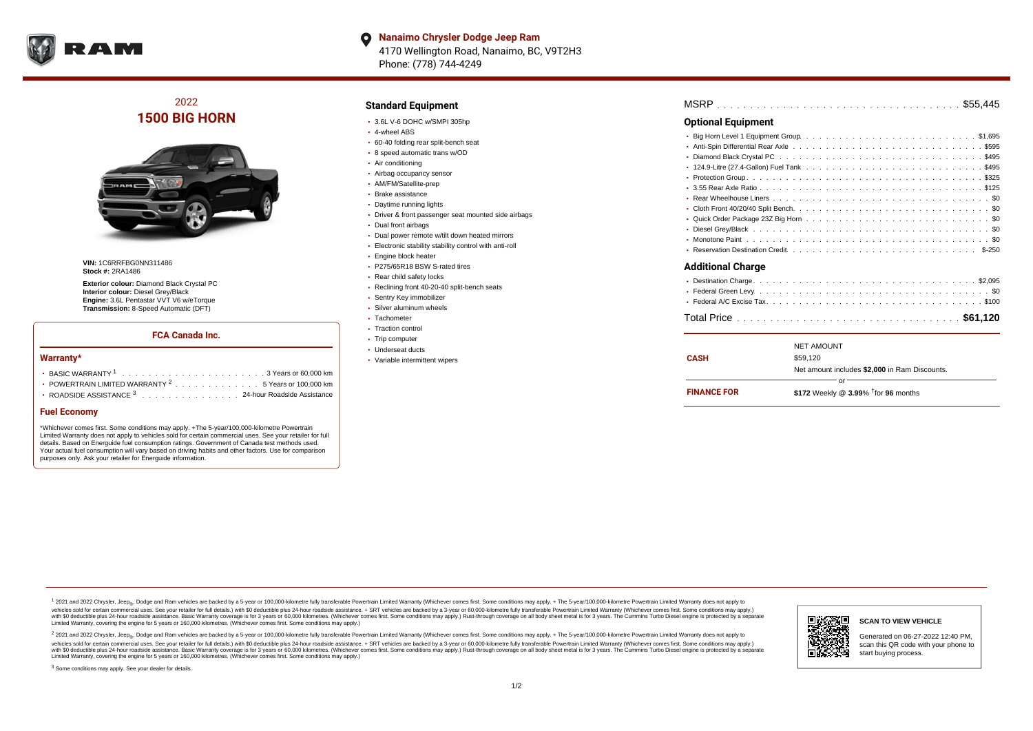**Nanaimo Chrysler Dodge Jeep Ram**
4170 Wellington Road, Nanaimo, BC, V9T2H3
Phone: (778) 744-4249

## 2022
# 1500 BIG HORN

**VIN:** 1C6RRFBG0NN311486
**Stock #:** 2RA1486

**Exterior colour:** Diamond Black Crystal PC
**Interior colour:** Diesel Grey/Black
**Engine:** 3.6L Pentastar VVT V6 w/eTorque
**Transmission:** 8-Speed Automatic (DFT)

### FCA Canada Inc.

#### Warranty*

- BASIC WARRANTY [1] . . . . . . . . . . . . 3 Years or 60,000 km
- POWERTRAIN LIMITED WARRANTY [2] . . . . . . . . . . . . 5 Years or 100,000 km
- ROADSIDE ASSISTANCE [3] . . . . . . . . . . . . 24-hour Roadside Assistance

#### Fuel Economy

*Whichever comes first. Some conditions may apply. +The 5-year/100,000-kilometre Powertrain Limited Warranty does not apply to vehicles sold for certain commercial uses. See your retailer for full details. Based on Energuide fuel consumption ratings. Government of Canada test methods used. Your actual fuel consumption will vary based on driving habits and other factors. Use for comparison purposes only. Ask your retailer for Energuide information.

## Standard Equipment

- 3.6L V-6 DOHC w/SMPI 305hp
- 4-wheel ABS
- 60-40 folding rear split-bench seat
- 8 speed automatic trans w/OD
- Air conditioning
- Airbag occupancy sensor
- AM/FM/Satellite-prep
- Brake assistance
- Daytime running lights
- Driver & front passenger seat mounted side airbags
- Dual front airbags
- Dual power remote w/tilt down heated mirrors
- Electronic stability stability control with anti-roll
- Engine block heater
- P275/65R18 BSW S-rated tires
- Rear child safety locks
- Reclining front 40-20-40 split-bench seats
- Sentry Key immobilizer
- Silver aluminum wheels
- Tachometer
- Traction control
- Trip computer
- Underseat ducts
- Variable intermittent wipers

MSRP . . . . . . . . . . . . $55,445

## Optional Equipment

- Big Horn Level 1 Equipment Group . . . . . . . . . . $1,695
- Anti-Spin Differential Rear Axle . . . . . . . . . . $595
- Diamond Black Crystal PC . . . . . . . . . . $495
- 124.9-Litre (27.4-Gallon) Fuel Tank . . . . . . . . . . $495
- Protection Group . . . . . . . . . . $325
- 3.55 Rear Axle Ratio . . . . . . . . . . $125
- Rear Wheelhouse Liners . . . . . . . . . . $0
- Cloth Front 40/20/40 Split Bench . . . . . . . . . . $0
- Quick Order Package 23Z Big Horn . . . . . . . . . . $0
- Diesel Grey/Black . . . . . . . . . . $0
- Monotone Paint . . . . . . . . . . $0
- Reservation Destination Credit . . . . . . . . . . $-250

## Additional Charge

- Destination Charge . . . . . . . . . . $2,095
- Federal Green Levy . . . . . . . . . . $0
- Federal A/C Excise Tax . . . . . . . . . . $100

Total Price . . . . . . . . . . . . **$61,120**

| | NET AMOUNT |
|---|---|
| **CASH** | $59,120 |
| | Net amount includes **$2,000** in Ram Discounts. |
| | or |
| **FINANCE FOR** | **$172** Weekly @ **3.99**% †for **96** months |

[1] 2021 and 2022 Chrysler, Jeep®, Dodge and Ram vehicles are backed by a 5-year or 100,000-kilometre fully transferable Powertrain Limited Warranty (Whichever comes first. Some conditions may apply. + The 5-year/100,000-kilometre Powertrain Limited Warranty does not apply to vehicles sold for certain commercial uses. See your retailer for full details.) with $0 deductible plus 24-hour roadside assistance. + SRT vehicles are backed by a 3-year or 60,000-kilometre fully transferable Powertrain Limited Warranty (Whichever comes first. Some conditions may apply.) with $0 deductible plus 24-hour roadside assistance. Basic Warranty coverage is for 3 years or 60,000 kilometres. (Whichever comes first. Some conditions may apply.) Rust-through coverage on all body sheet metal is for 3 years. The Cummins Turbo Diesel engine is protected by a separate Limited Warranty, covering the engine for 5 years or 160,000 kilometres. (Whichever comes first. Some conditions may apply.)

[2] 2021 and 2022 Chrysler, Jeep®, Dodge and Ram vehicles are backed by a 5-year or 100,000-kilometre fully transferable Powertrain Limited Warranty (Whichever comes first. Some conditions may apply. + The 5-year/100,000-kilometre Powertrain Limited Warranty does not apply to vehicles sold for certain commercial uses. See your retailer for full details.) with $0 deductible plus 24-hour roadside assistance. + SRT vehicles are backed by a 3-year or 60,000-kilometre fully transferable Powertrain Limited Warranty (Whichever comes first. Some conditions may apply.) with $0 deductible plus 24-hour roadside assistance. Basic Warranty coverage is for 3 years or 60,000 kilometres. (Whichever comes first. Some conditions may apply.) Rust-through coverage on all body sheet metal is for 3 years. The Cummins Turbo Diesel engine is protected by a separate Limited Warranty, covering the engine for 5 years or 160,000 kilometres. (Whichever comes first. Some conditions may apply.)

[3] Some conditions may apply. See your dealer for details.

**SCAN TO VIEW VEHICLE**

Generated on 06-27-2022 12:40 PM, scan this QR code with your phone to start buying process.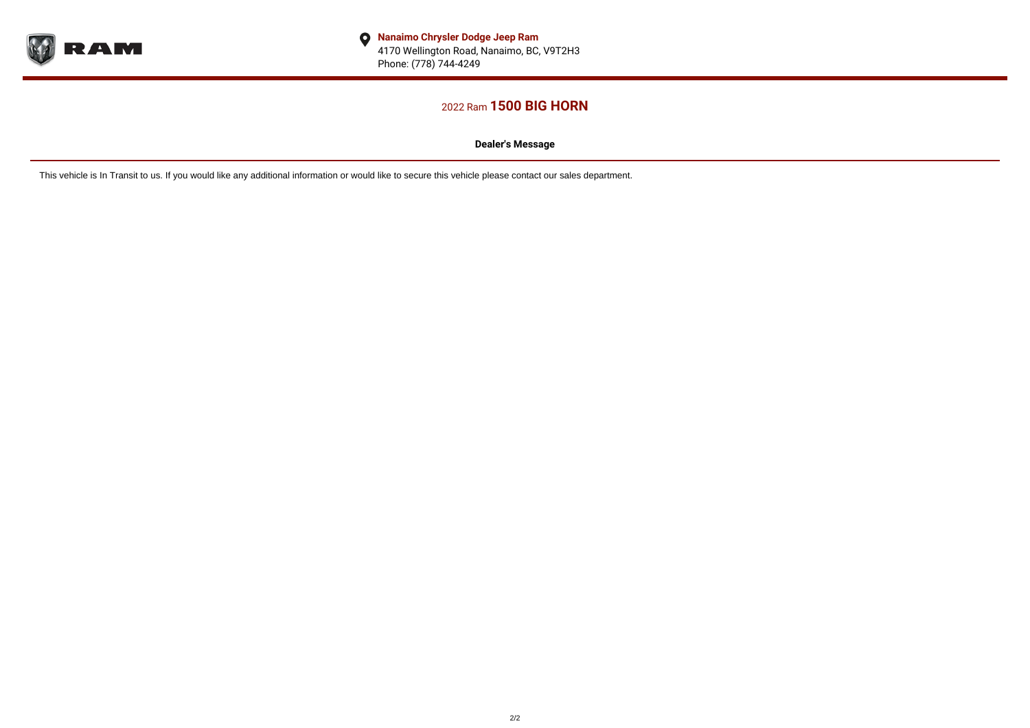**Nanaimo Chrysler Dodge Jeep Ram**
4170 Wellington Road, Nanaimo, BC, V9T2H3
Phone: (778) 744-4249

# 2022 Ram **1500 BIG HORN**

## Dealer's Message

This vehicle is In Transit to us. If you would like any additional information or would like to secure this vehicle please contact our sales department.